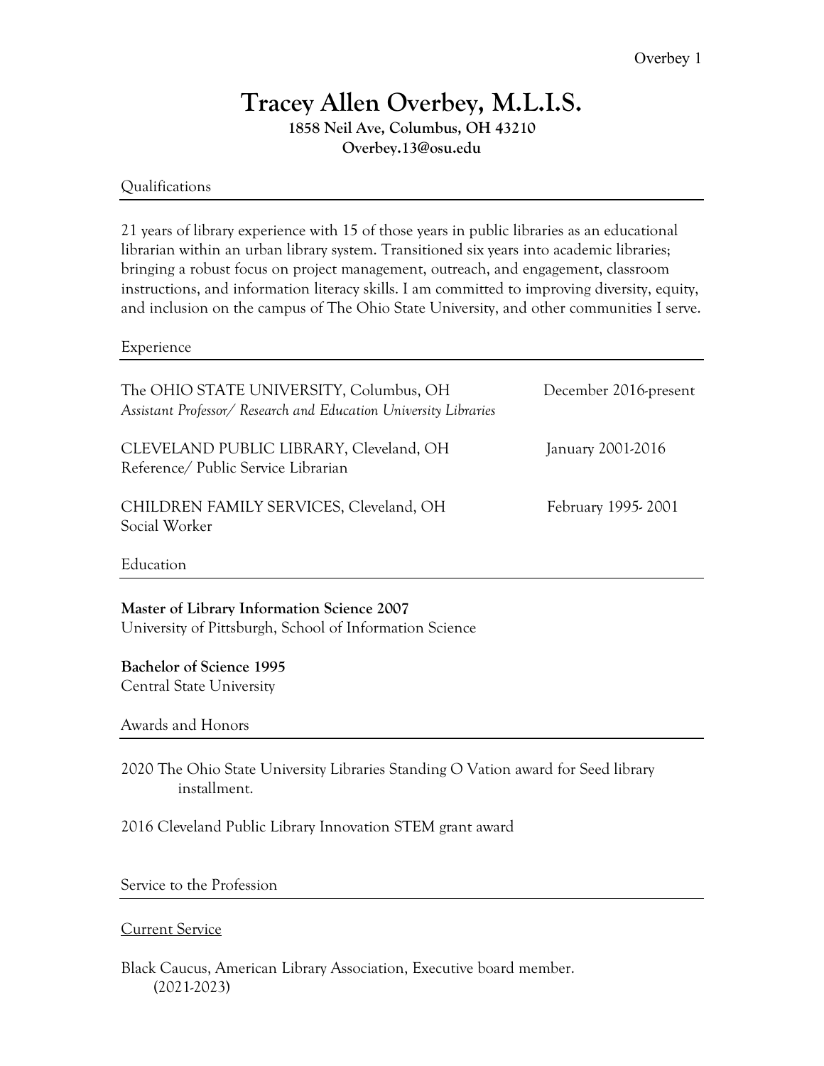# Tracey Allen Overbey, M.L.I.S.

**1858 Neil Ave, Columbus, OH 43210**
**Overbey.13@osu.edu**

## Qualifications

21 years of library experience with 15 of those years in public libraries as an educational librarian within an urban library system. Transitioned six years into academic libraries; bringing a robust focus on project management, outreach, and engagement, classroom instructions, and information literacy skills. I am committed to improving diversity, equity, and inclusion on the campus of The Ohio State University, and other communities I serve.

## Experience

The OHIO STATE UNIVERSITY, Columbus, OH — December 2016-present
*Assistant Professor/ Research and Education University Libraries*

CLEVELAND PUBLIC LIBRARY, Cleveland, OH — January 2001-2016
Reference/ Public Service Librarian

CHILDREN FAMILY SERVICES, Cleveland, OH — February 1995- 2001
Social Worker

## Education

**Master of Library Information Science 2007**
University of Pittsburgh, School of Information Science

**Bachelor of Science 1995**
Central State University

## Awards and Honors

2020 The Ohio State University Libraries Standing O Vation award for Seed library installment.

2016 Cleveland Public Library Innovation STEM grant award

## Service to the Profession

Current Service

Black Caucus, American Library Association, Executive board member. (2021-2023)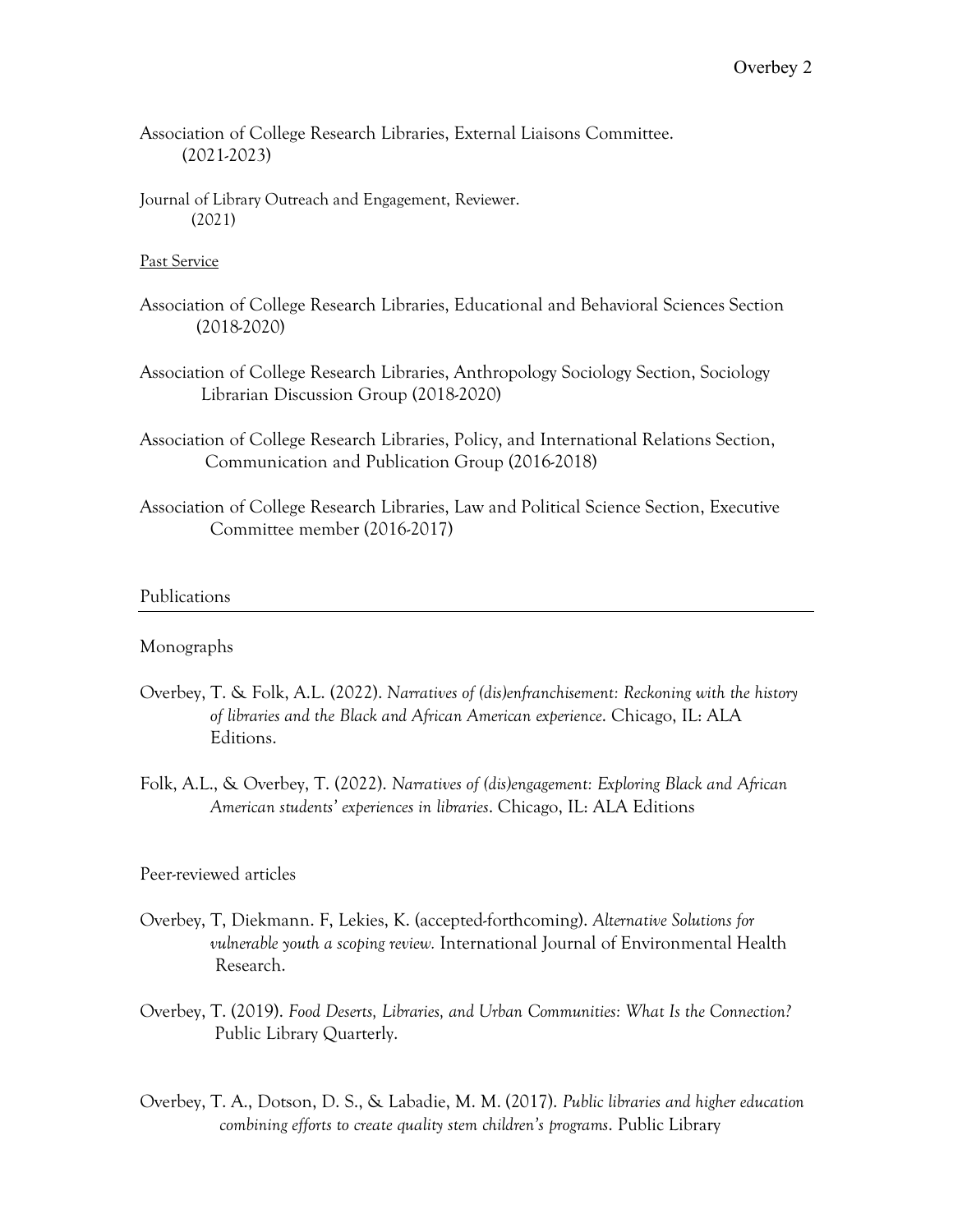Association of College Research Libraries, External Liaisons Committee. (2021-2023)

Journal of Library Outreach and Engagement, Reviewer. (2021)

Past Service

Association of College Research Libraries, Educational and Behavioral Sciences Section (2018-2020)

Association of College Research Libraries, Anthropology Sociology Section, Sociology Librarian Discussion Group (2018-2020)

Association of College Research Libraries, Policy, and International Relations Section, Communication and Publication Group (2016-2018)

Association of College Research Libraries, Law and Political Science Section, Executive Committee member (2016-2017)

## Publications

### Monographs

Overbey, T. & Folk, A.L. (2022). *Narratives of (dis)enfranchisement: Reckoning with the history of libraries and the Black and African American experience*. Chicago, IL: ALA Editions.

Folk, A.L., & Overbey, T. (2022). *Narratives of (dis)engagement: Exploring Black and African American students' experiences in libraries*. Chicago, IL: ALA Editions

### Peer-reviewed articles

Overbey, T, Diekmann. F, Lekies, K. (accepted-forthcoming). *Alternative Solutions for vulnerable youth a scoping review.* International Journal of Environmental Health Research.

Overbey, T. (2019). *Food Deserts, Libraries, and Urban Communities: What Is the Connection?* Public Library Quarterly.

Overbey, T. A., Dotson, D. S., & Labadie, M. M. (2017). *Public libraries and higher education combining efforts to create quality stem children's programs*. Public Library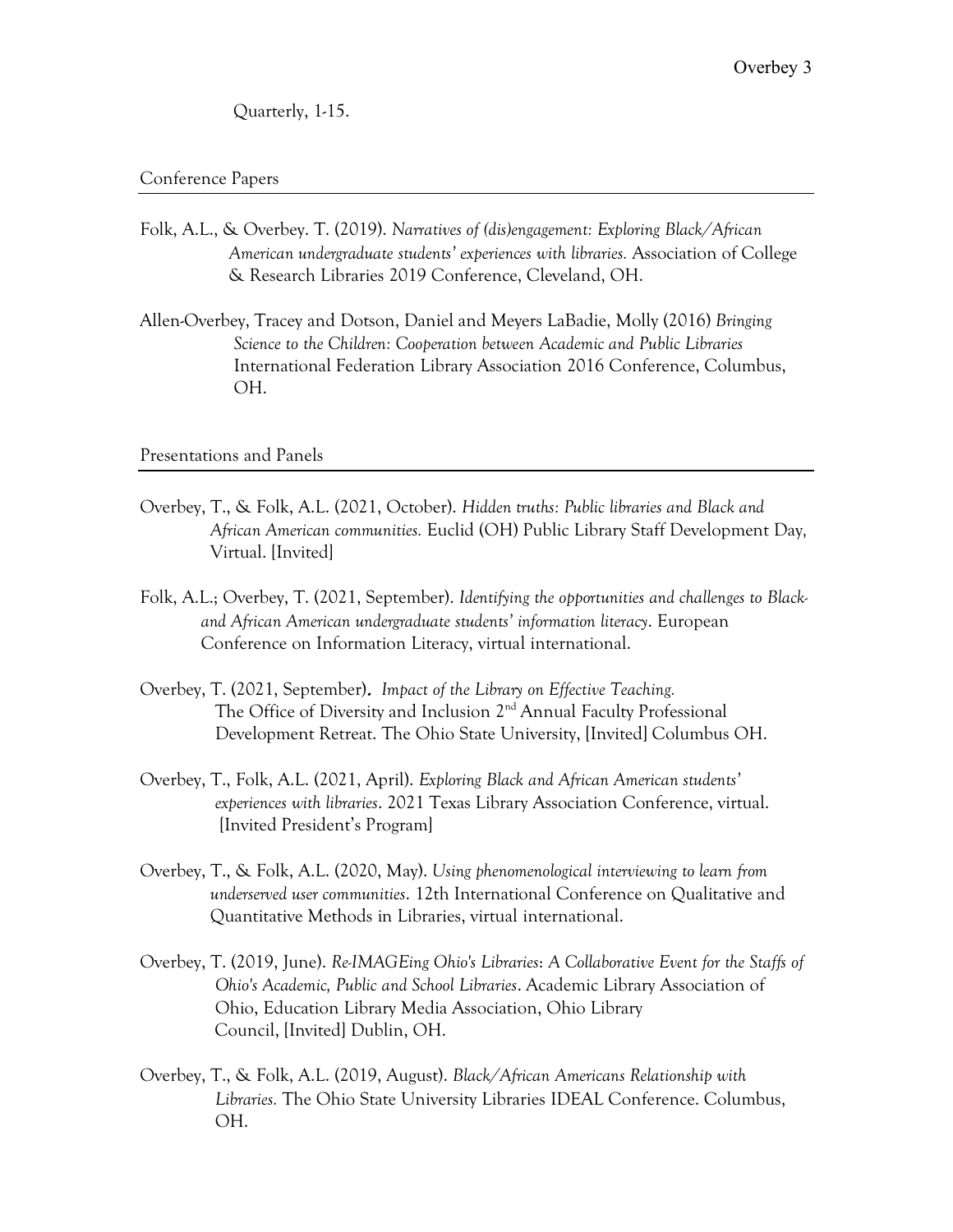Quarterly, 1-15.

## Conference Papers

Folk, A.L., & Overbey. T. (2019). *Narratives of (dis)engagement: Exploring Black/African American undergraduate students' experiences with libraries.* Association of College & Research Libraries 2019 Conference, Cleveland, OH.

Allen-Overbey, Tracey and Dotson, Daniel and Meyers LaBadie, Molly (2016) *Bringing Science to the Children: Cooperation between Academic and Public Libraries* International Federation Library Association 2016 Conference, Columbus, OH.

## Presentations and Panels

Overbey, T., & Folk, A.L. (2021, October). *Hidden truths: Public libraries and Black and African American communities.* Euclid (OH) Public Library Staff Development Day, Virtual. [Invited]

Folk, A.L.; Overbey, T. (2021, September). *Identifying the opportunities and challenges to Black- and African American undergraduate students' information literacy*. European Conference on Information Literacy, virtual international.

Overbey, T. (2021, September). *Impact of the Library on Effective Teaching.* The Office of Diversity and Inclusion 2nd Annual Faculty Professional Development Retreat. The Ohio State University, [Invited] Columbus OH.

Overbey, T., Folk, A.L. (2021, April). *Exploring Black and African American students' experiences with libraries*. 2021 Texas Library Association Conference, virtual. [Invited President's Program]

Overbey, T., & Folk, A.L. (2020, May). *Using phenomenological interviewing to learn from underserved user communities*. 12th International Conference on Qualitative and Quantitative Methods in Libraries, virtual international.

Overbey, T. (2019, June). *Re-IMAGEing Ohio's Libraries: A Collaborative Event for the Staffs of Ohio's Academic, Public and School Libraries*. Academic Library Association of Ohio, Education Library Media Association, Ohio Library Council, [Invited] Dublin, OH.

Overbey, T., & Folk, A.L. (2019, August). *Black/African Americans Relationship with Libraries.* The Ohio State University Libraries IDEAL Conference. Columbus, OH.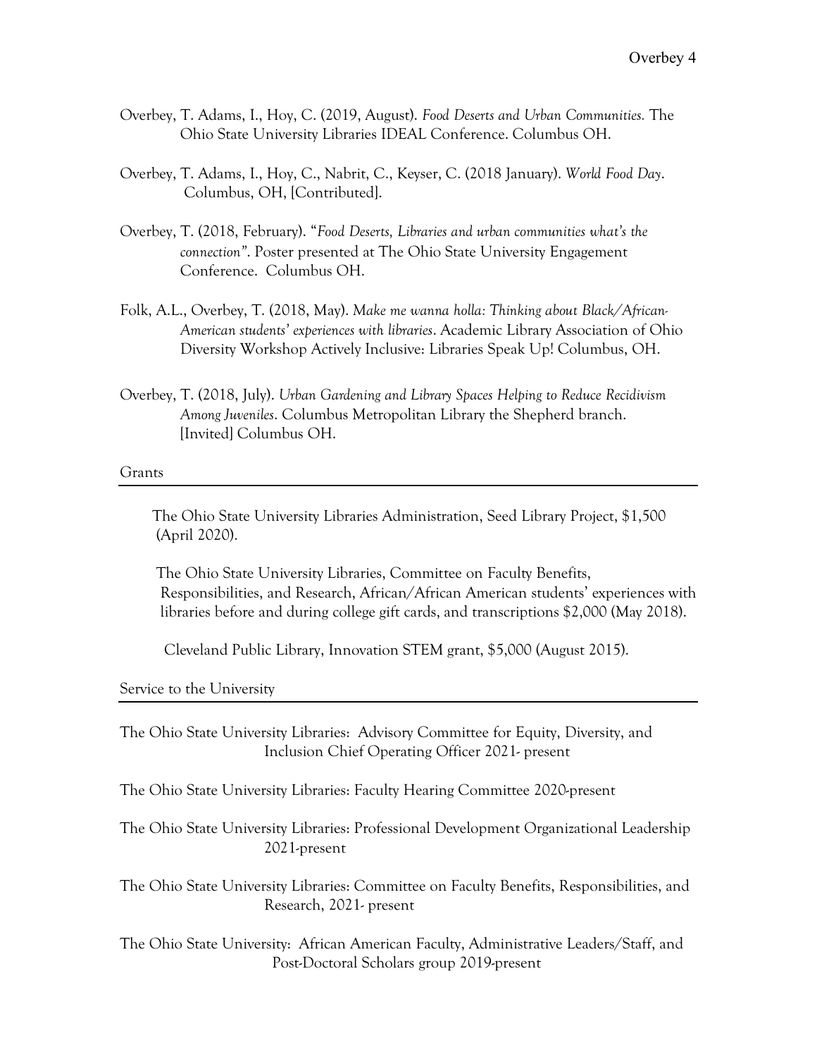Overbey, T. Adams, I., Hoy, C. (2019, August). *Food Deserts and Urban Communities.* The Ohio State University Libraries IDEAL Conference. Columbus OH.

Overbey, T. Adams, I., Hoy, C., Nabrit, C., Keyser, C. (2018 January). *World Food Day*. Columbus, OH, [Contributed].

Overbey, T. (2018, February). "*Food Deserts, Libraries and urban communities what's the connection*". Poster presented at The Ohio State University Engagement Conference. Columbus OH.

Folk, A.L., Overbey, T. (2018, May). *Make me wanna holla: Thinking about Black/African-American students' experiences with libraries*. Academic Library Association of Ohio Diversity Workshop Actively Inclusive: Libraries Speak Up! Columbus, OH.

Overbey, T. (2018, July). *Urban Gardening and Library Spaces Helping to Reduce Recidivism Among Juveniles*. Columbus Metropolitan Library the Shepherd branch. [Invited] Columbus OH.

## Grants

The Ohio State University Libraries Administration, Seed Library Project, $1,500 (April 2020).

The Ohio State University Libraries, Committee on Faculty Benefits, Responsibilities, and Research, African/African American students' experiences with libraries before and during college gift cards, and transcriptions $2,000 (May 2018).

Cleveland Public Library, Innovation STEM grant, $5,000 (August 2015).

## Service to the University

The Ohio State University Libraries: Advisory Committee for Equity, Diversity, and Inclusion Chief Operating Officer 2021- present

The Ohio State University Libraries: Faculty Hearing Committee 2020-present

The Ohio State University Libraries: Professional Development Organizational Leadership 2021-present

The Ohio State University Libraries: Committee on Faculty Benefits, Responsibilities, and Research, 2021- present

The Ohio State University: African American Faculty, Administrative Leaders/Staff, and Post-Doctoral Scholars group 2019-present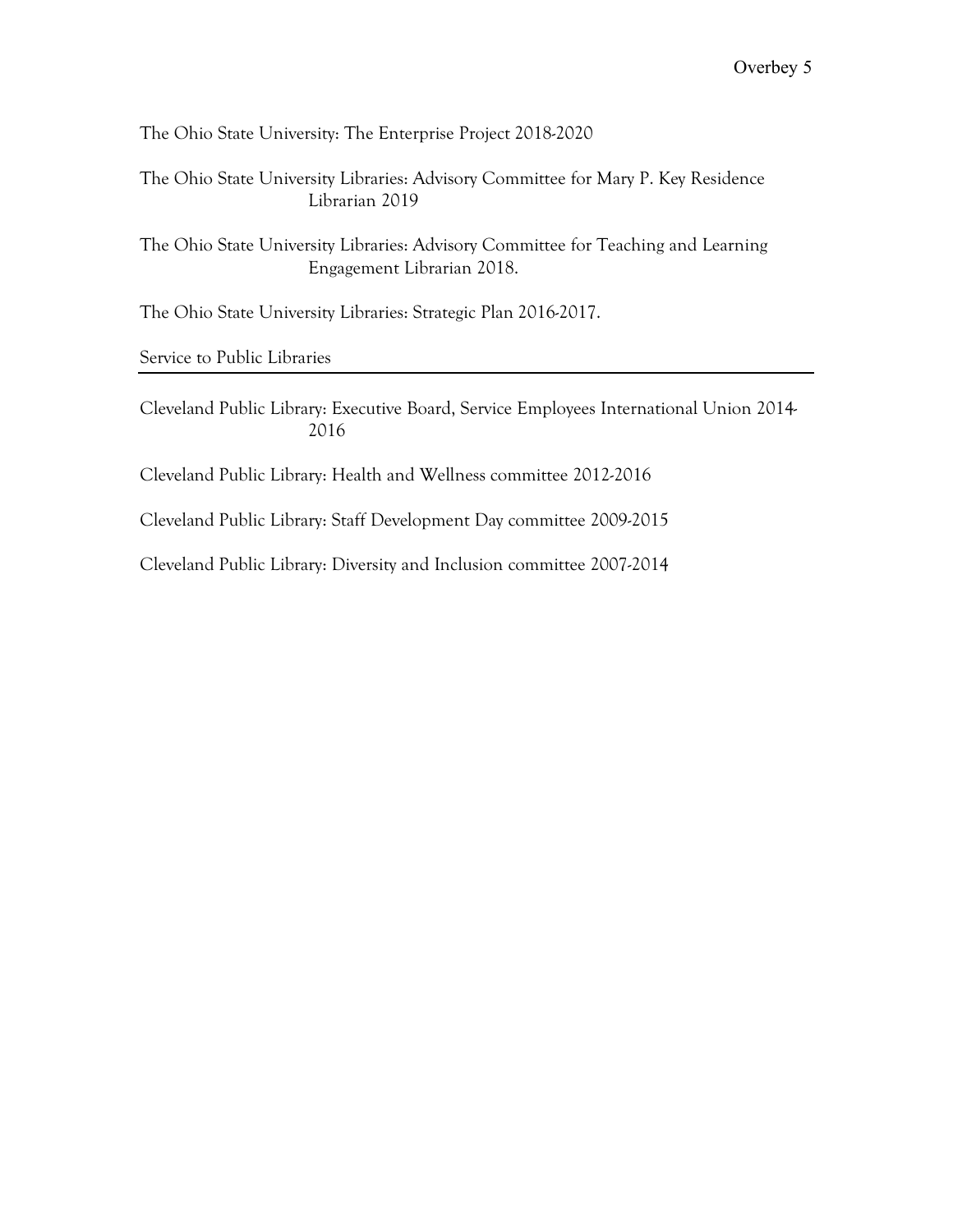The Ohio State University: The Enterprise Project 2018-2020

The Ohio State University Libraries: Advisory Committee for Mary P. Key Residence Librarian 2019

The Ohio State University Libraries: Advisory Committee for Teaching and Learning Engagement Librarian 2018.

The Ohio State University Libraries: Strategic Plan 2016-2017.

## Service to Public Libraries

Cleveland Public Library: Executive Board, Service Employees International Union 2014-2016

Cleveland Public Library: Health and Wellness committee 2012-2016

Cleveland Public Library: Staff Development Day committee 2009-2015

Cleveland Public Library: Diversity and Inclusion committee 2007-2014